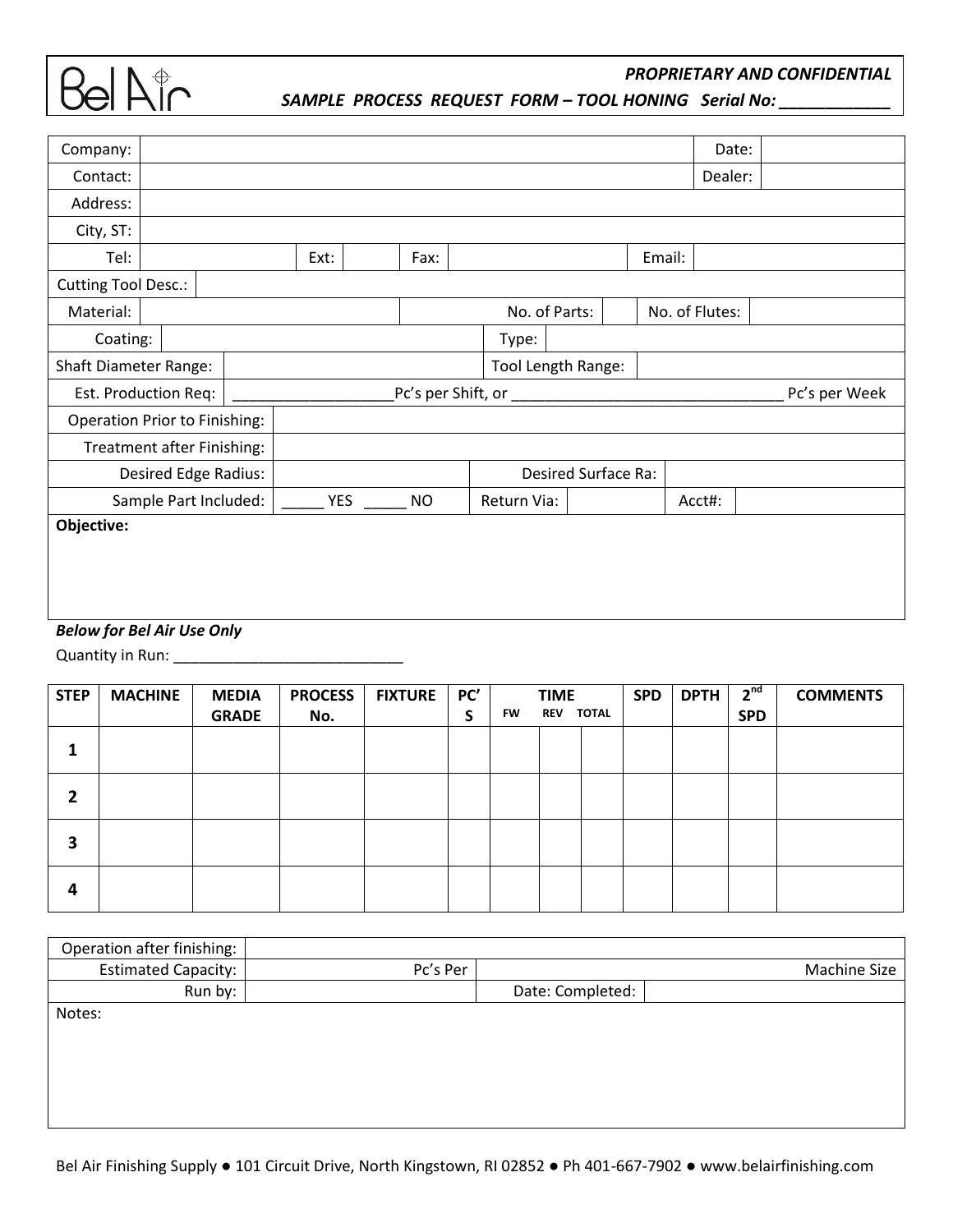Bel Air

***PROPRIETARY AND CONFIDENTIAL***

***SAMPLE PROCESS REQUEST FORM – TOOL HONING Serial No: ____________***

| Company: | | Date: | |
|---|---|---|---|
| Contact: | | Dealer: | |
| Address: | | | |
| City, ST: | | | |

| Tel: | | Ext: | | Fax: | | Email: | |
|---|---|---|---|---|---|---|---|

| Cutting Tool Desc.: | |
|---|---|

| Material: | | | No. of Parts: | | No. of Flutes: | |
|---|---|---|---|---|---|---|

| Coating: | | Type: | |
|---|---|---|---|
| Shaft Diameter Range: | | Tool Length Range: | |

| Est. Production Req: | ___________________Pc's per Shift, or _________________________________ Pc's per Week |
|---|---|
| Operation Prior to Finishing: | |
| Treatment after Finishing: | |

| Desired Edge Radius: | | Desired Surface Ra: | | | |
|---|---|---|---|---|---|
| Sample Part Included: | _____ YES _____ NO | Return Via: | | Acct#: | |

**Objective:**

***Below for Bel Air Use Only***

Quantity in Run: ___________________________

| STEP | MACHINE | MEDIA GRADE | PROCESS No. | FIXTURE | PC'S | TIME | | | SPD | DPTH | 2nd SPD | COMMENTS |
|---|---|---|---|---|---|---|---|---|---|---|---|---|
| | | | | | | FW | REV | TOTAL | | | | |
| **1** | | | | | | | | | | | | |
| **2** | | | | | | | | | | | | |
| **3** | | | | | | | | | | | | |
| **4** | | | | | | | | | | | | |

| Operation after finishing: | | | |
|---|---|---|---|
| Estimated Capacity: | Pc's Per | Machine Size | |
| Run by: | | Date: Completed: | |

Notes:

Bel Air Finishing Supply ● 101 Circuit Drive, North Kingstown, RI 02852 ● Ph 401-667-7902 ● www.belairfinishing.com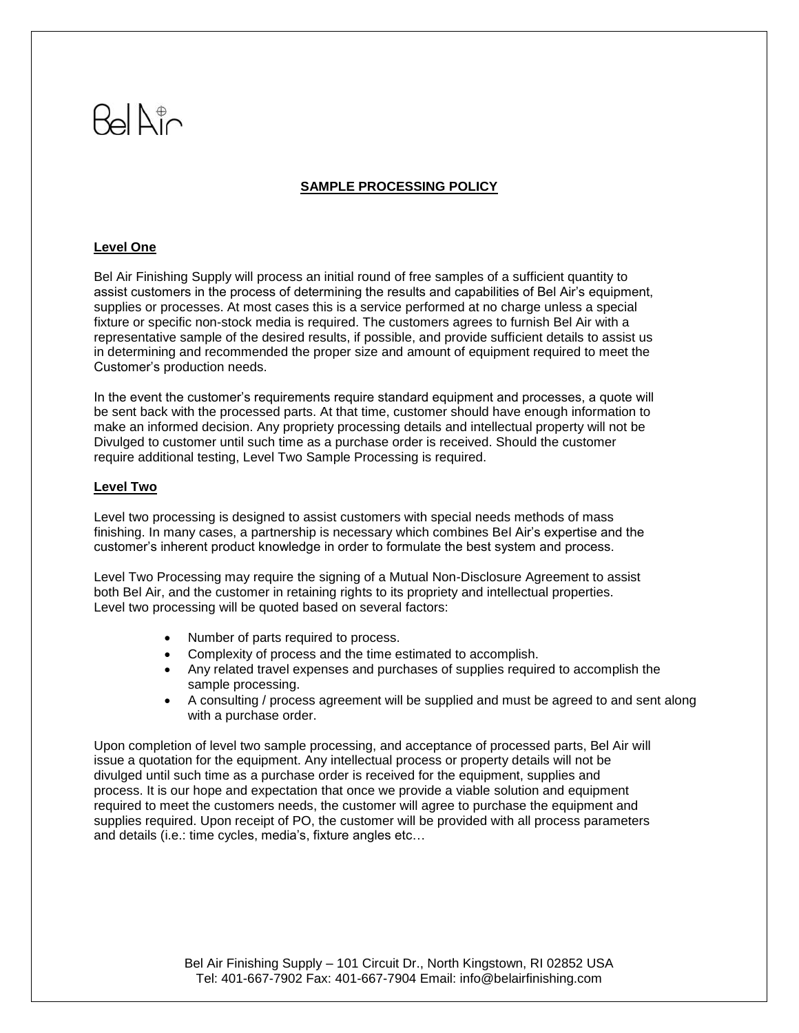Bel Air

## SAMPLE PROCESSING POLICY

### Level One

Bel Air Finishing Supply will process an initial round of free samples of a sufficient quantity to assist customers in the process of determining the results and capabilities of Bel Air's equipment, supplies or processes. At most cases this is a service performed at no charge unless a special fixture or specific non-stock media is required. The customers agrees to furnish Bel Air with a representative sample of the desired results, if possible, and provide sufficient details to assist us in determining and recommended the proper size and amount of equipment required to meet the Customer's production needs.

In the event the customer's requirements require standard equipment and processes, a quote will be sent back with the processed parts. At that time, customer should have enough information to make an informed decision. Any propriety processing details and intellectual property will not be Divulged to customer until such time as a purchase order is received. Should the customer require additional testing, Level Two Sample Processing is required.

### Level Two

Level two processing is designed to assist customers with special needs methods of mass finishing. In many cases, a partnership is necessary which combines Bel Air's expertise and the customer's inherent product knowledge in order to formulate the best system and process.

Level Two Processing may require the signing of a Mutual Non-Disclosure Agreement to assist both Bel Air, and the customer in retaining rights to its propriety and intellectual properties. Level two processing will be quoted based on several factors:

- Number of parts required to process.
- Complexity of process and the time estimated to accomplish.
- Any related travel expenses and purchases of supplies required to accomplish the sample processing.
- A consulting / process agreement will be supplied and must be agreed to and sent along with a purchase order.

Upon completion of level two sample processing, and acceptance of processed parts, Bel Air will issue a quotation for the equipment. Any intellectual process or property details will not be divulged until such time as a purchase order is received for the equipment, supplies and process. It is our hope and expectation that once we provide a viable solution and equipment required to meet the customers needs, the customer will agree to purchase the equipment and supplies required. Upon receipt of PO, the customer will be provided with all process parameters and details (i.e.: time cycles, media's, fixture angles etc…

Bel Air Finishing Supply – 101 Circuit Dr., North Kingstown, RI 02852 USA
Tel: 401-667-7902 Fax: 401-667-7904 Email: info@belairfinishing.com